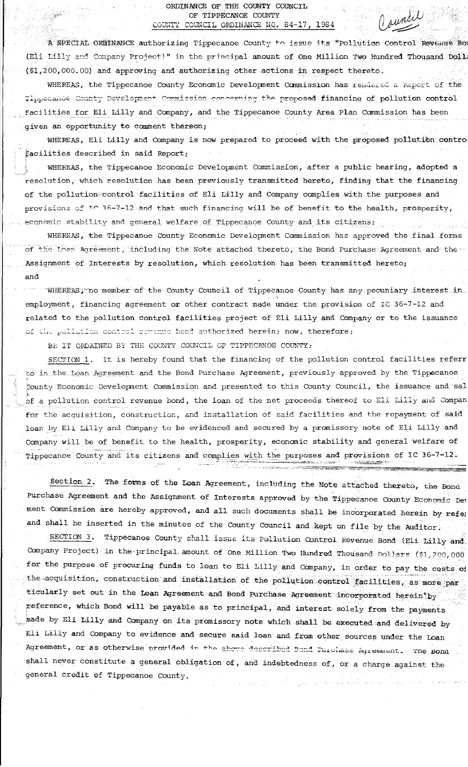ORDINANCE OF THE COUNTY COUNCIL
OF TIPPECANOE COUNTY
COUNTY COUNCIL ORDINANCE NO. 84-17, 1984

Council

A SPECIAL ORDINANCE authorizing Tippecanoe County to issue its "Pollution Control Revenue Bo (Eli Lilly and Company Project)" in the principal amount of One Million Two Hundred Thousand Doll ($1,200,000.00) and approving and authorizing other actions in respect thereto.

WHEREAS, the Tippecanoe County Economic Development Commission has rendered a Report of the Tippecanoe County Development Commission concerning the proposed financing of pollution control facilities for Eli Lilly and Company, and the Tippecanoe County Area Plan Commission has been given an opportunity to comment thereon;

WHEREAS, Eli Lilly and Company is now prepared to proceed with the proposed pollution contro facilities described in said Report;

WHEREAS, the Tippecanoe Economic Development Commission, after a public hearing, adopted a resolution, which resolution has been previously transmitted hereto, finding that the financing of the pollution control facilities of Eli Lilly and Company complies with the purposes and provisions of IC 36-7-12 and that such financing will be of benefit to the health, prosperity, economic stability and general welfare of Tippecanoe County and its citizens;

WHEREAS, the Tippecanoe County Economic Development Commission has approved the final forms of the Loan Agreement, including the Note attached thereto, the Bond Purchase Agreement and the Assignment of Interests by resolution, which resolution has been transmitted hereto; and

WHEREAS, no member of the County Council of Tippecanoe County has any pecuniary interest in employment, financing agreement or other contract made under the provision of IC 36-7-12 and related to the pollution control facilities project of Eli Lilly and Company or to the issuance of the pollution control revenue bond authorized herein; now, therefore:

BE IT ORDAINED BY THE COUNTY COUNCIL OF TIPPECANOE COUNTY:

SECTION 1. It is hereby found that the financing of the pollution control facilities referr to in the Loan Agreement and the Bond Purchase Agreement, previously approved by the Tippecanoe County Economic Development Commission and presented to this County Council, the issuance and sal of a pollution control revenue bond, the loan of the net proceeds thereof to Eli Lilly and Compan for the acquisition, construction, and installation of said facilities and the repayment of said loan by Eli Lilly and Company to be evidenced and secured by a promissory note of Eli Lilly and Company will be of benefit to the health, prosperity, economic stability and general welfare of Tippecanoe County and its citizens and complies with the purposes and provisions of IC 36-7-12.

Section 2. The forms of the Loan Agreement, including the Note attached thereto, the Bond Purchase Agreement and the Assignment of Interests approved by the Tippecanoe County Economic De ment Commission are hereby approved, and all such documents shall be incorporated herein by refe and shall be inserted in the minutes of the County Council and kept on file by the Auditor.

SECTION 3. Tippecanoe County shall issue its Pollution Control Revenue Bond (Eli Lilly and Company Project) in the principal amount of One Million Two Hundred Thousand Dollars ($1,200,000 for the purpose of procuring funds to loan to Eli Lilly and Company, in order to pay the costs o the acquisition, construction and installation of the pollution control facilities, as more particularly set out in the Loan Agreement and Bond Purchase Agreement incorporated herein by reference, which Bond will be payable as to principal, and interest solely from the payments made by Eli Lilly and Company on its promissory note which shall be executed and delivered by Eli Lilly and Company to evidence and secure said loan and from other sources under the Loan Agreement, or as otherwise provided in the above described Bond Purchase Agreement. The Bond shall never constitute a general obligation of, and indebtedness of, or a charge against the general credit of Tippecanoe County.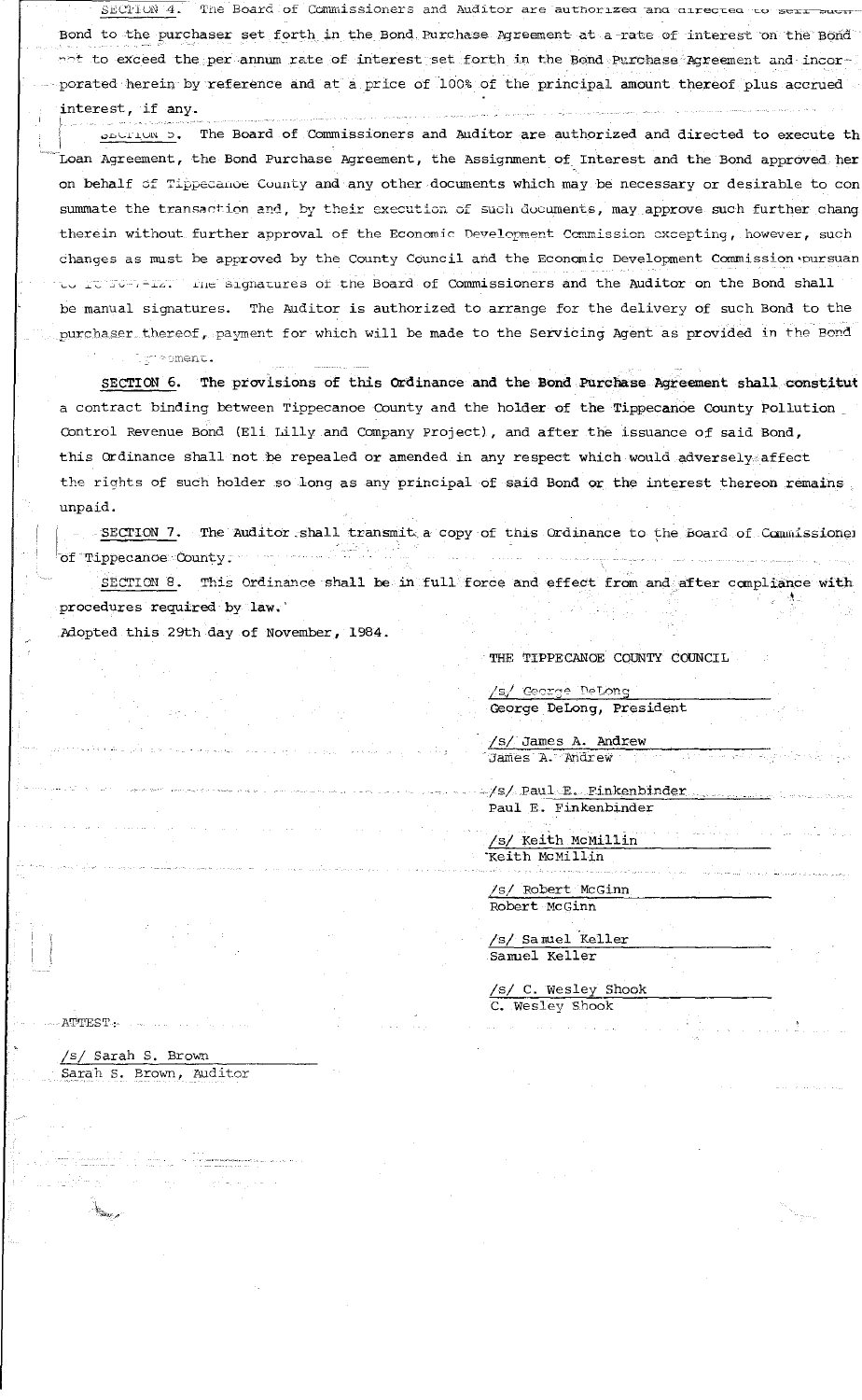SECTION 4. The Board of Commissioners and Auditor are authorized and directed to sell such Bond to the purchaser set forth in the Bond Purchase Agreement at a rate of interest on the Bond not to exceed the per annum rate of interest set forth in the Bond Purchase Agreement and incorporated herein by reference and at a price of 100% of the principal amount thereof plus accrued interest, if any.

SECTION 5. The Board of Commissioners and Auditor are authorized and directed to execute the Loan Agreement, the Bond Purchase Agreement, the Assignment of Interest and the Bond approved herein on behalf of Tippecanoe County and any other documents which may be necessary or desirable to consummate the transaction and, by their execution of such documents, may approve such further changes therein without further approval of the Economic Development Commission excepting, however, such changes as must be approved by the County Council and the Economic Development Commission pursuant to IC 36-7-12. The signatures of the Board of Commissioners and the Auditor on the Bond shall be manual signatures. The Auditor is authorized to arrange for the delivery of such Bond to the purchaser thereof, payment for which will be made to the Servicing Agent as provided in the Bond Agreement.

SECTION 6. The provisions of this Ordinance and the Bond Purchase Agreement shall constitute a contract binding between Tippecanoe County and the holder of the Tippecanoe County Pollution Control Revenue Bond (Eli Lilly and Company Project), and after the issuance of said Bond, this Ordinance shall not be repealed or amended in any respect which would adversely affect the rights of such holder so long as any principal of said Bond or the interest thereon remains unpaid.

SECTION 7. The Auditor shall transmit a copy of this Ordinance to the Board of Commissioners of Tippecanoe County.

SECTION 8. This Ordinance shall be in full force and effect from and after compliance with procedures required by law.

Adopted this 29th day of November, 1984.

THE TIPPECANOE COUNTY COUNCIL

/s/ George DeLong
George DeLong, President

/s/ James A. Andrew
James A. Andrew

/s/ Paul E. Finkenbinder
Paul E. Finkenbinder

/s/ Keith McMillin
Keith McMillin

/s/ Robert McGinn
Robert McGinn

/s/ Samuel Keller
Samuel Keller

/s/ C. Wesley Shook
C. Wesley Shook

ATTEST:

/s/ Sarah S. Brown
Sarah S. Brown, Auditor